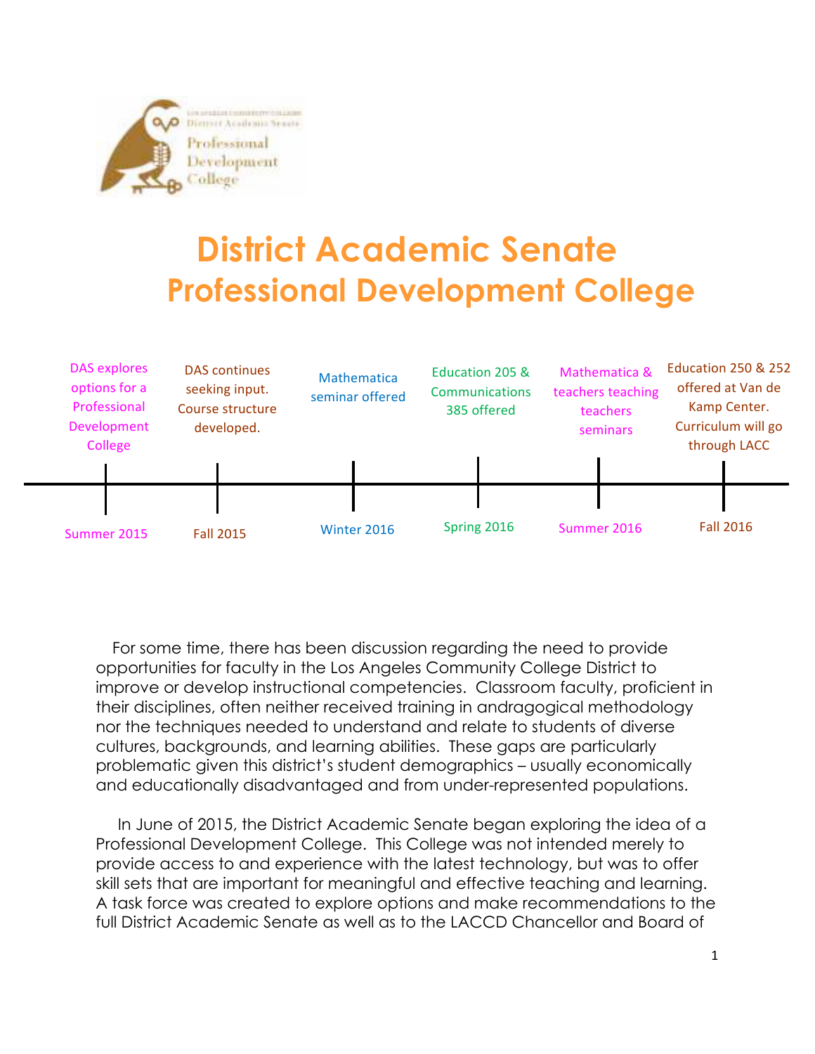# District Academic Senate Professional Development College

| Date | Milestone |
| --- | --- |
| Summer 2015 | DAS explores options for a Professional Development College |
| Fall 2015 | DAS continues seeking input. Course structure developed. |
| Winter 2016 | Mathematica seminar offered |
| Spring 2016 | Education 205 & Communications 385 offered |
| Summer 2016 | Mathematica & teachers teaching teachers seminars |
| Fall 2016 | Education 250 & 252 offered at Van de Kamp Center. Curriculum will go through LACC |

For some time, there has been discussion regarding the need to provide opportunities for faculty in the Los Angeles Community College District to improve or develop instructional competencies. Classroom faculty, proficient in their disciplines, often neither received training in andragogical methodology nor the techniques needed to understand and relate to students of diverse cultures, backgrounds, and learning abilities. These gaps are particularly problematic given this district's student demographics – usually economically and educationally disadvantaged and from under-represented populations.

In June of 2015, the District Academic Senate began exploring the idea of a Professional Development College. This College was not intended merely to provide access to and experience with the latest technology, but was to offer skill sets that are important for meaningful and effective teaching and learning. A task force was created to explore options and make recommendations to the full District Academic Senate as well as to the LACCD Chancellor and Board of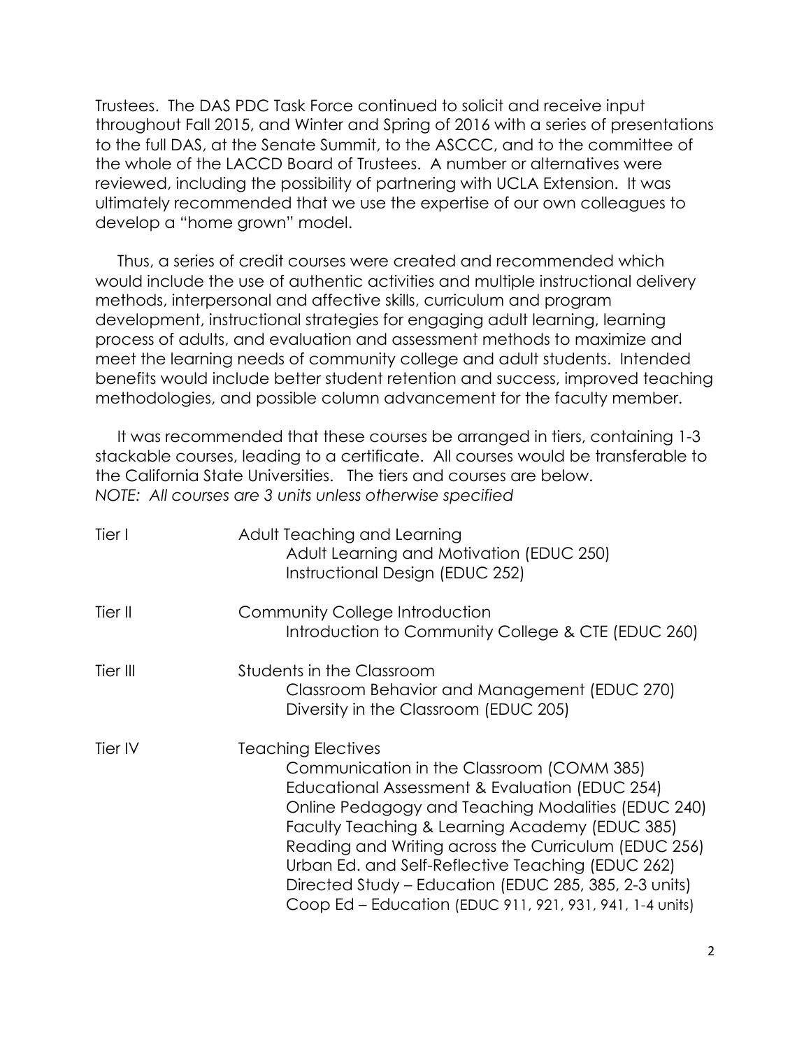Trustees. The DAS PDC Task Force continued to solicit and receive input throughout Fall 2015, and Winter and Spring of 2016 with a series of presentations to the full DAS, at the Senate Summit, to the ASCCC, and to the committee of the whole of the LACCD Board of Trustees. A number or alternatives were reviewed, including the possibility of partnering with UCLA Extension. It was ultimately recommended that we use the expertise of our own colleagues to develop a "home grown" model.

Thus, a series of credit courses were created and recommended which would include the use of authentic activities and multiple instructional delivery methods, interpersonal and affective skills, curriculum and program development, instructional strategies for engaging adult learning, learning process of adults, and evaluation and assessment methods to maximize and meet the learning needs of community college and adult students. Intended benefits would include better student retention and success, improved teaching methodologies, and possible column advancement for the faculty member.

It was recommended that these courses be arranged in tiers, containing 1-3 stackable courses, leading to a certificate. All courses would be transferable to the California State Universities. The tiers and courses are below.
*NOTE: All courses are 3 units unless otherwise specified*

| Tier | Courses |
|---|---|
| Tier I | Adult Teaching and Learning<br>Adult Learning and Motivation (EDUC 250)<br>Instructional Design (EDUC 252) |
| Tier II | Community College Introduction<br>Introduction to Community College & CTE (EDUC 260) |
| Tier III | Students in the Classroom<br>Classroom Behavior and Management (EDUC 270)<br>Diversity in the Classroom (EDUC 205) |
| Tier IV | Teaching Electives<br>Communication in the Classroom (COMM 385)<br>Educational Assessment & Evaluation (EDUC 254)<br>Online Pedagogy and Teaching Modalities (EDUC 240)<br>Faculty Teaching & Learning Academy (EDUC 385)<br>Reading and Writing across the Curriculum (EDUC 256)<br>Urban Ed. and Self-Reflective Teaching (EDUC 262)<br>Directed Study – Education (EDUC 285, 385, 2-3 units)<br>Coop Ed – Education (EDUC 911, 921, 931, 941, 1-4 units) |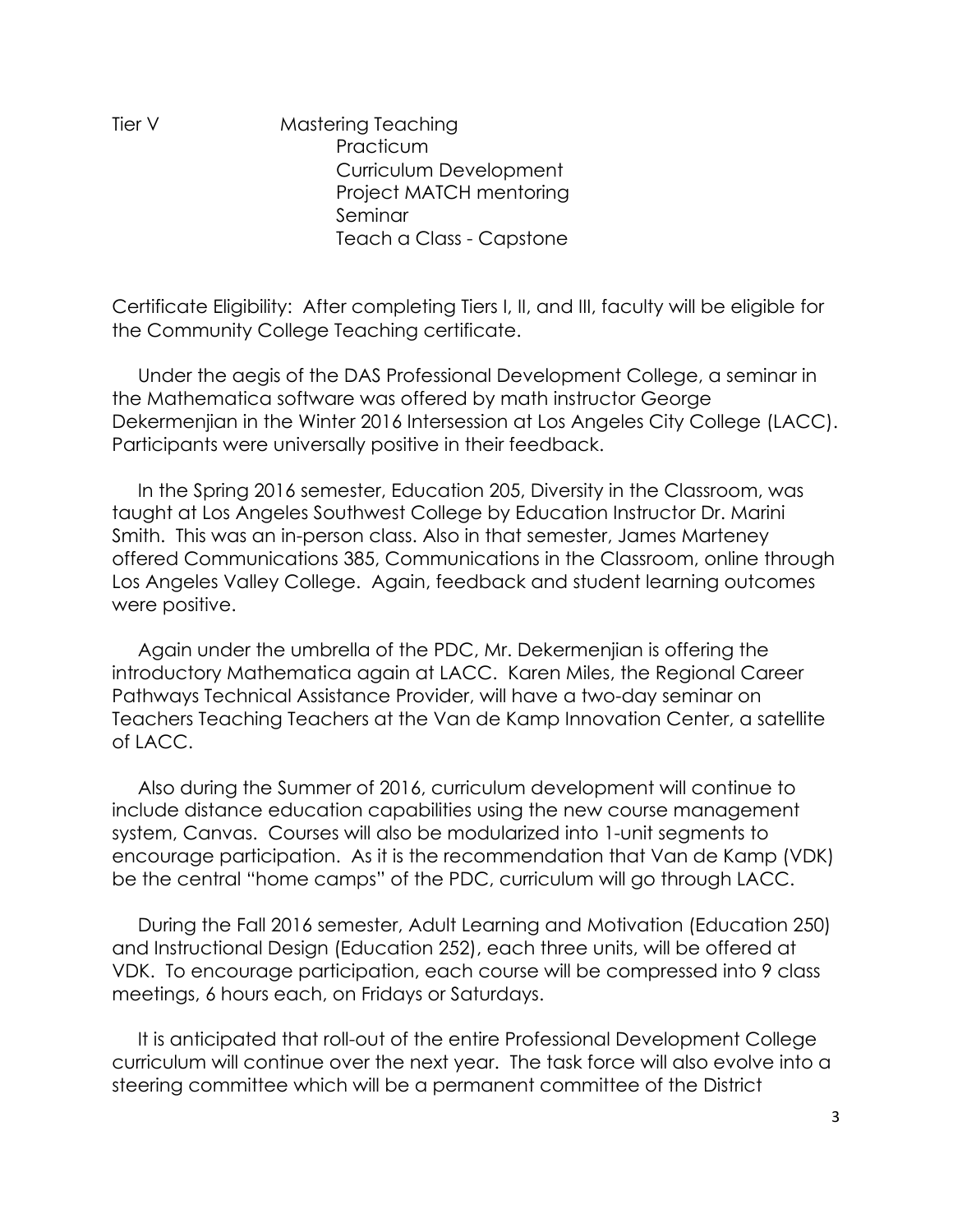Tier V Mastering Teaching

- Practicum
- Curriculum Development
- Project MATCH mentoring
- Seminar
- Teach a Class - Capstone

Certificate Eligibility: After completing Tiers I, II, and III, faculty will be eligible for the Community College Teaching certificate.

Under the aegis of the DAS Professional Development College, a seminar in the Mathematica software was offered by math instructor George Dekermenjian in the Winter 2016 Intersession at Los Angeles City College (LACC). Participants were universally positive in their feedback.

In the Spring 2016 semester, Education 205, Diversity in the Classroom, was taught at Los Angeles Southwest College by Education Instructor Dr. Marini Smith. This was an in-person class. Also in that semester, James Marteney offered Communications 385, Communications in the Classroom, online through Los Angeles Valley College. Again, feedback and student learning outcomes were positive.

Again under the umbrella of the PDC, Mr. Dekermenjian is offering the introductory Mathematica again at LACC. Karen Miles, the Regional Career Pathways Technical Assistance Provider, will have a two-day seminar on Teachers Teaching Teachers at the Van de Kamp Innovation Center, a satellite of LACC.

Also during the Summer of 2016, curriculum development will continue to include distance education capabilities using the new course management system, Canvas. Courses will also be modularized into 1-unit segments to encourage participation. As it is the recommendation that Van de Kamp (VDK) be the central "home camps" of the PDC, curriculum will go through LACC.

During the Fall 2016 semester, Adult Learning and Motivation (Education 250) and Instructional Design (Education 252), each three units, will be offered at VDK. To encourage participation, each course will be compressed into 9 class meetings, 6 hours each, on Fridays or Saturdays.

It is anticipated that roll-out of the entire Professional Development College curriculum will continue over the next year. The task force will also evolve into a steering committee which will be a permanent committee of the District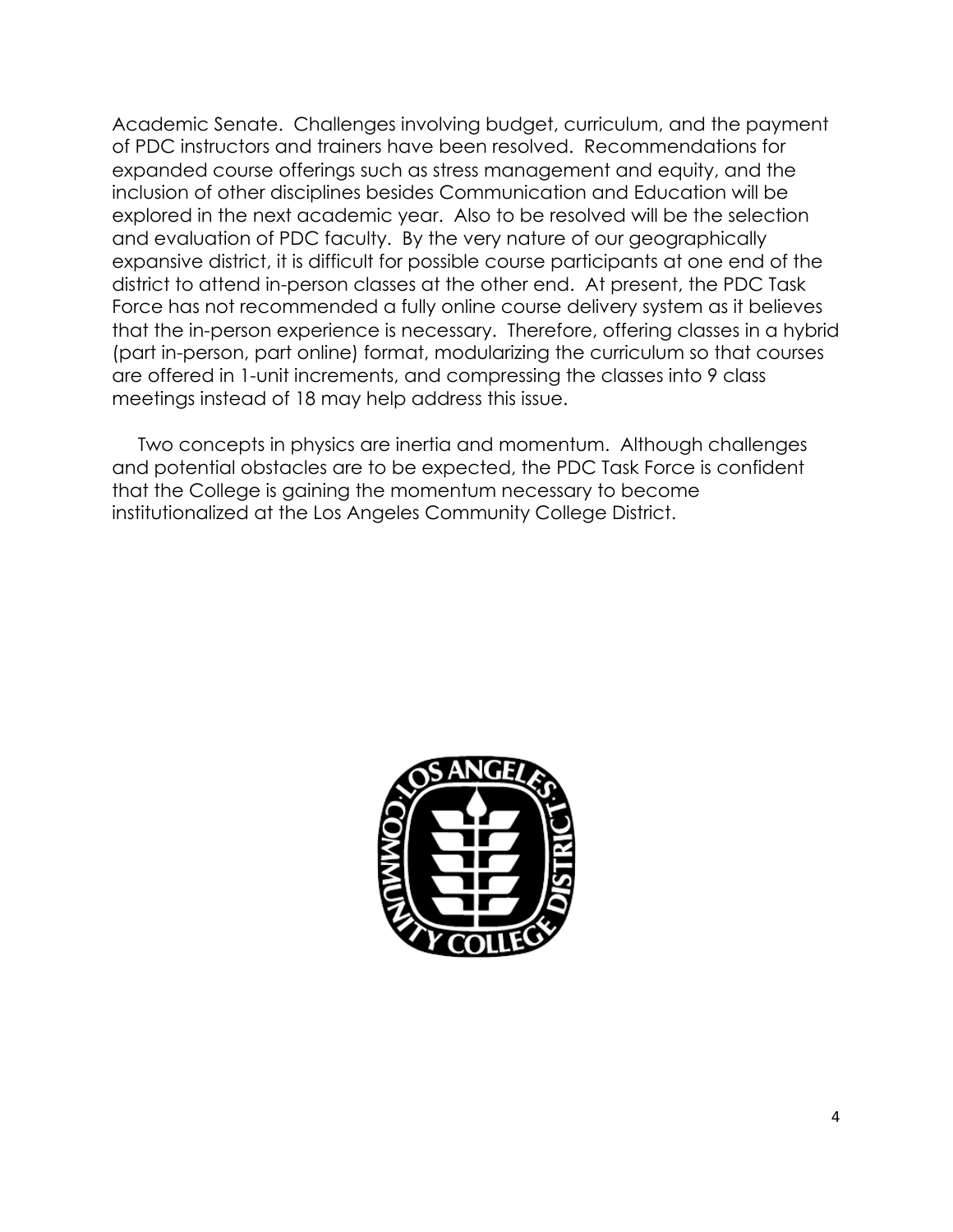Academic Senate. Challenges involving budget, curriculum, and the payment of PDC instructors and trainers have been resolved. Recommendations for expanded course offerings such as stress management and equity, and the inclusion of other disciplines besides Communication and Education will be explored in the next academic year. Also to be resolved will be the selection and evaluation of PDC faculty. By the very nature of our geographically expansive district, it is difficult for possible course participants at one end of the district to attend in-person classes at the other end. At present, the PDC Task Force has not recommended a fully online course delivery system as it believes that the in-person experience is necessary. Therefore, offering classes in a hybrid (part in-person, part online) format, modularizing the curriculum so that courses are offered in 1-unit increments, and compressing the classes into 9 class meetings instead of 18 may help address this issue.

Two concepts in physics are inertia and momentum. Although challenges and potential obstacles are to be expected, the PDC Task Force is confident that the College is gaining the momentum necessary to become institutionalized at the Los Angeles Community College District.